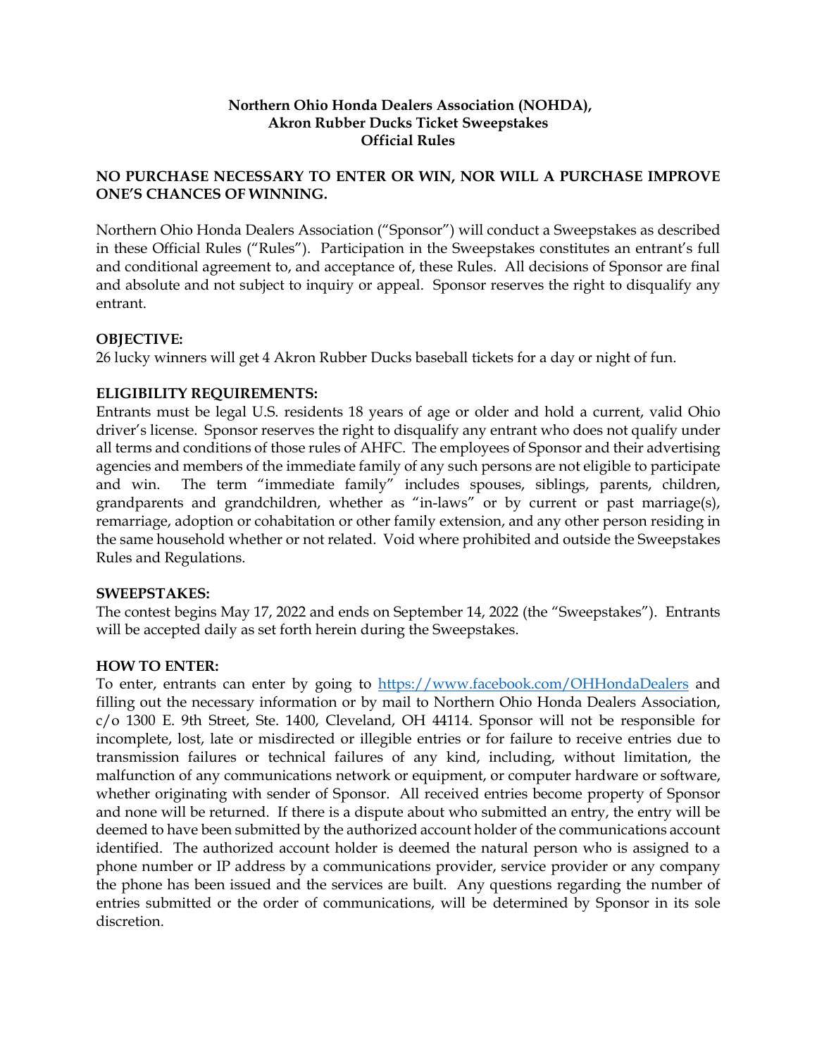**Northern Ohio Honda Dealers Association (NOHDA),**
**Akron Rubber Ducks Ticket Sweepstakes**
**Official Rules**

**NO PURCHASE NECESSARY TO ENTER OR WIN, NOR WILL A PURCHASE IMPROVE ONE'S CHANCES OF WINNING.**

Northern Ohio Honda Dealers Association ("Sponsor") will conduct a Sweepstakes as described in these Official Rules ("Rules"). Participation in the Sweepstakes constitutes an entrant's full and conditional agreement to, and acceptance of, these Rules. All decisions of Sponsor are final and absolute and not subject to inquiry or appeal. Sponsor reserves the right to disqualify any entrant.

**OBJECTIVE:**
26 lucky winners will get 4 Akron Rubber Ducks baseball tickets for a day or night of fun.

**ELIGIBILITY REQUIREMENTS:**
Entrants must be legal U.S. residents 18 years of age or older and hold a current, valid Ohio driver's license. Sponsor reserves the right to disqualify any entrant who does not qualify under all terms and conditions of those rules of AHFC. The employees of Sponsor and their advertising agencies and members of the immediate family of any such persons are not eligible to participate and win. The term "immediate family" includes spouses, siblings, parents, children, grandparents and grandchildren, whether as "in-laws" or by current or past marriage(s), remarriage, adoption or cohabitation or other family extension, and any other person residing in the same household whether or not related. Void where prohibited and outside the Sweepstakes Rules and Regulations.

**SWEEPSTAKES:**
The contest begins May 17, 2022 and ends on September 14, 2022 (the "Sweepstakes"). Entrants will be accepted daily as set forth herein during the Sweepstakes.

**HOW TO ENTER:**
To enter, entrants can enter by going to [https://www.facebook.com/OHHondaDealers](https://www.facebook.com/OHHondaDealers) and filling out the necessary information or by mail to Northern Ohio Honda Dealers Association, c/o 1300 E. 9th Street, Ste. 1400, Cleveland, OH 44114. Sponsor will not be responsible for incomplete, lost, late or misdirected or illegible entries or for failure to receive entries due to transmission failures or technical failures of any kind, including, without limitation, the malfunction of any communications network or equipment, or computer hardware or software, whether originating with sender of Sponsor. All received entries become property of Sponsor and none will be returned. If there is a dispute about who submitted an entry, the entry will be deemed to have been submitted by the authorized account holder of the communications account identified. The authorized account holder is deemed the natural person who is assigned to a phone number or IP address by a communications provider, service provider or any company the phone has been issued and the services are built. Any questions regarding the number of entries submitted or the order of communications, will be determined by Sponsor in its sole discretion.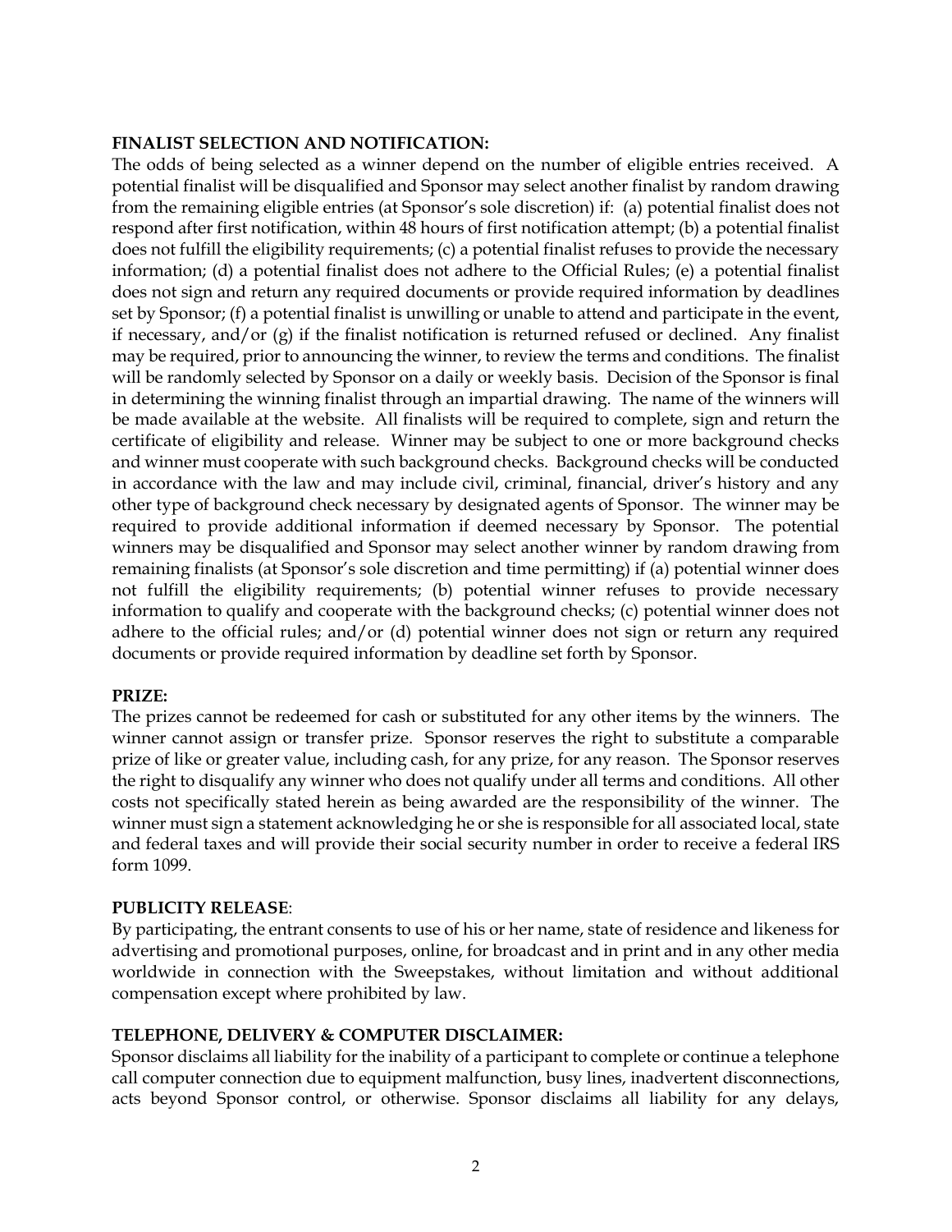**FINALIST SELECTION AND NOTIFICATION:**

The odds of being selected as a winner depend on the number of eligible entries received. A potential finalist will be disqualified and Sponsor may select another finalist by random drawing from the remaining eligible entries (at Sponsor's sole discretion) if: (a) potential finalist does not respond after first notification, within 48 hours of first notification attempt; (b) a potential finalist does not fulfill the eligibility requirements; (c) a potential finalist refuses to provide the necessary information; (d) a potential finalist does not adhere to the Official Rules; (e) a potential finalist does not sign and return any required documents or provide required information by deadlines set by Sponsor; (f) a potential finalist is unwilling or unable to attend and participate in the event, if necessary, and/or (g) if the finalist notification is returned refused or declined. Any finalist may be required, prior to announcing the winner, to review the terms and conditions. The finalist will be randomly selected by Sponsor on a daily or weekly basis. Decision of the Sponsor is final in determining the winning finalist through an impartial drawing. The name of the winners will be made available at the website. All finalists will be required to complete, sign and return the certificate of eligibility and release. Winner may be subject to one or more background checks and winner must cooperate with such background checks. Background checks will be conducted in accordance with the law and may include civil, criminal, financial, driver's history and any other type of background check necessary by designated agents of Sponsor. The winner may be required to provide additional information if deemed necessary by Sponsor. The potential winners may be disqualified and Sponsor may select another winner by random drawing from remaining finalists (at Sponsor's sole discretion and time permitting) if (a) potential winner does not fulfill the eligibility requirements; (b) potential winner refuses to provide necessary information to qualify and cooperate with the background checks; (c) potential winner does not adhere to the official rules; and/or (d) potential winner does not sign or return any required documents or provide required information by deadline set forth by Sponsor.

**PRIZE:**

The prizes cannot be redeemed for cash or substituted for any other items by the winners. The winner cannot assign or transfer prize. Sponsor reserves the right to substitute a comparable prize of like or greater value, including cash, for any prize, for any reason. The Sponsor reserves the right to disqualify any winner who does not qualify under all terms and conditions. All other costs not specifically stated herein as being awarded are the responsibility of the winner. The winner must sign a statement acknowledging he or she is responsible for all associated local, state and federal taxes and will provide their social security number in order to receive a federal IRS form 1099.

**PUBLICITY RELEASE**:

By participating, the entrant consents to use of his or her name, state of residence and likeness for advertising and promotional purposes, online, for broadcast and in print and in any other media worldwide in connection with the Sweepstakes, without limitation and without additional compensation except where prohibited by law.

**TELEPHONE, DELIVERY & COMPUTER DISCLAIMER:**

Sponsor disclaims all liability for the inability of a participant to complete or continue a telephone call computer connection due to equipment malfunction, busy lines, inadvertent disconnections, acts beyond Sponsor control, or otherwise. Sponsor disclaims all liability for any delays,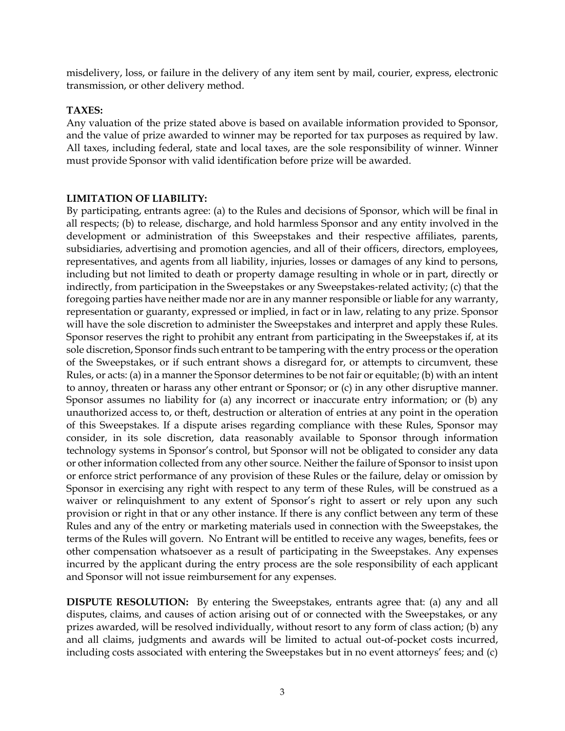misdelivery, loss, or failure in the delivery of any item sent by mail, courier, express, electronic transmission, or other delivery method.

**TAXES:**

Any valuation of the prize stated above is based on available information provided to Sponsor, and the value of prize awarded to winner may be reported for tax purposes as required by law. All taxes, including federal, state and local taxes, are the sole responsibility of winner. Winner must provide Sponsor with valid identification before prize will be awarded.

**LIMITATION OF LIABILITY:**

By participating, entrants agree: (a) to the Rules and decisions of Sponsor, which will be final in all respects; (b) to release, discharge, and hold harmless Sponsor and any entity involved in the development or administration of this Sweepstakes and their respective affiliates, parents, subsidiaries, advertising and promotion agencies, and all of their officers, directors, employees, representatives, and agents from all liability, injuries, losses or damages of any kind to persons, including but not limited to death or property damage resulting in whole or in part, directly or indirectly, from participation in the Sweepstakes or any Sweepstakes-related activity; (c) that the foregoing parties have neither made nor are in any manner responsible or liable for any warranty, representation or guaranty, expressed or implied, in fact or in law, relating to any prize. Sponsor will have the sole discretion to administer the Sweepstakes and interpret and apply these Rules. Sponsor reserves the right to prohibit any entrant from participating in the Sweepstakes if, at its sole discretion, Sponsor finds such entrant to be tampering with the entry process or the operation of the Sweepstakes, or if such entrant shows a disregard for, or attempts to circumvent, these Rules, or acts: (a) in a manner the Sponsor determines to be not fair or equitable; (b) with an intent to annoy, threaten or harass any other entrant or Sponsor; or (c) in any other disruptive manner. Sponsor assumes no liability for (a) any incorrect or inaccurate entry information; or (b) any unauthorized access to, or theft, destruction or alteration of entries at any point in the operation of this Sweepstakes. If a dispute arises regarding compliance with these Rules, Sponsor may consider, in its sole discretion, data reasonably available to Sponsor through information technology systems in Sponsor's control, but Sponsor will not be obligated to consider any data or other information collected from any other source. Neither the failure of Sponsor to insist upon or enforce strict performance of any provision of these Rules or the failure, delay or omission by Sponsor in exercising any right with respect to any term of these Rules, will be construed as a waiver or relinquishment to any extent of Sponsor's right to assert or rely upon any such provision or right in that or any other instance. If there is any conflict between any term of these Rules and any of the entry or marketing materials used in connection with the Sweepstakes, the terms of the Rules will govern. No Entrant will be entitled to receive any wages, benefits, fees or other compensation whatsoever as a result of participating in the Sweepstakes. Any expenses incurred by the applicant during the entry process are the sole responsibility of each applicant and Sponsor will not issue reimbursement for any expenses.

**DISPUTE RESOLUTION:** By entering the Sweepstakes, entrants agree that: (a) any and all disputes, claims, and causes of action arising out of or connected with the Sweepstakes, or any prizes awarded, will be resolved individually, without resort to any form of class action; (b) any and all claims, judgments and awards will be limited to actual out-of-pocket costs incurred, including costs associated with entering the Sweepstakes but in no event attorneys' fees; and (c)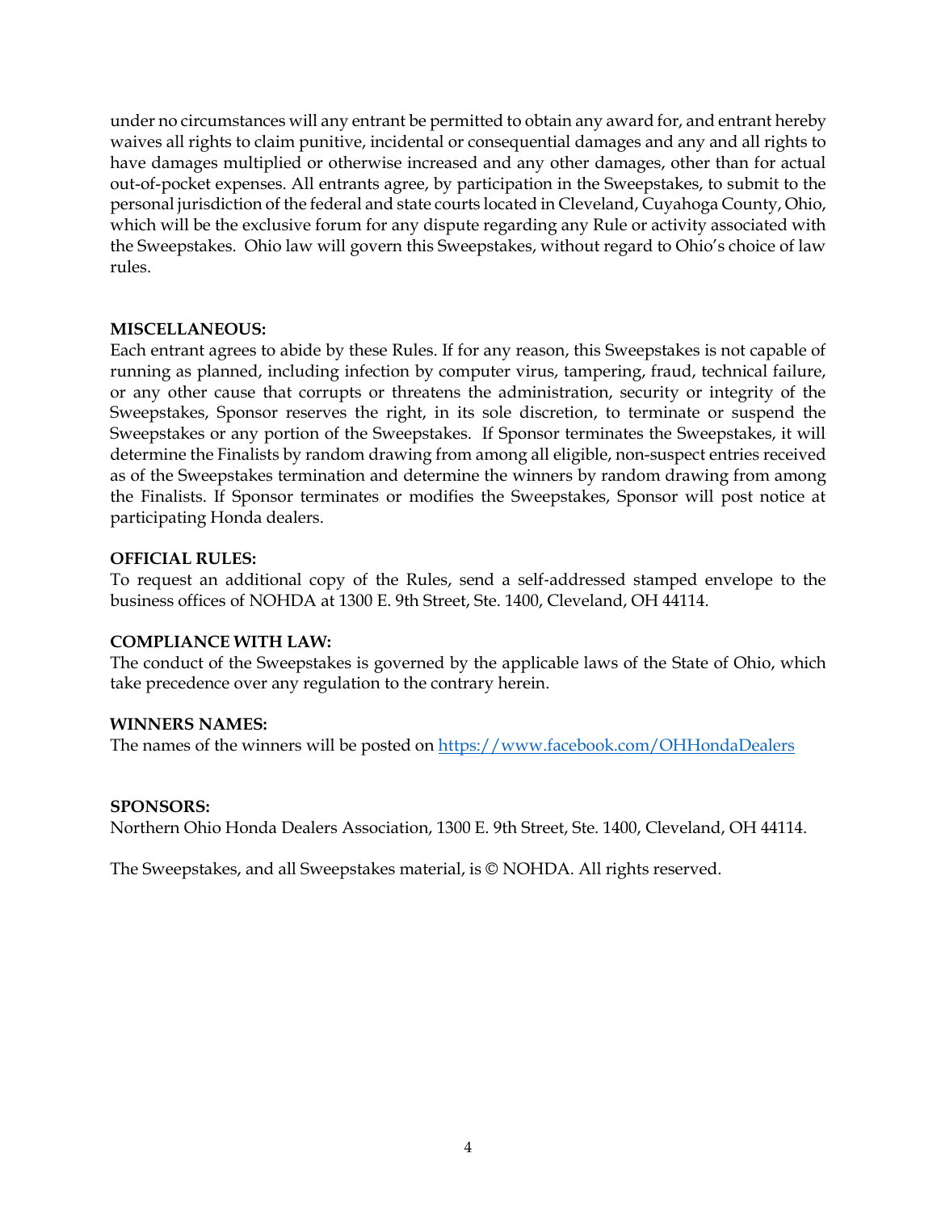under no circumstances will any entrant be permitted to obtain any award for, and entrant hereby waives all rights to claim punitive, incidental or consequential damages and any and all rights to have damages multiplied or otherwise increased and any other damages, other than for actual out-of-pocket expenses. All entrants agree, by participation in the Sweepstakes, to submit to the personal jurisdiction of the federal and state courts located in Cleveland, Cuyahoga County, Ohio, which will be the exclusive forum for any dispute regarding any Rule or activity associated with the Sweepstakes. Ohio law will govern this Sweepstakes, without regard to Ohio's choice of law rules.

**MISCELLANEOUS:**
Each entrant agrees to abide by these Rules. If for any reason, this Sweepstakes is not capable of running as planned, including infection by computer virus, tampering, fraud, technical failure, or any other cause that corrupts or threatens the administration, security or integrity of the Sweepstakes, Sponsor reserves the right, in its sole discretion, to terminate or suspend the Sweepstakes or any portion of the Sweepstakes. If Sponsor terminates the Sweepstakes, it will determine the Finalists by random drawing from among all eligible, non-suspect entries received as of the Sweepstakes termination and determine the winners by random drawing from among the Finalists. If Sponsor terminates or modifies the Sweepstakes, Sponsor will post notice at participating Honda dealers.

**OFFICIAL RULES:**
To request an additional copy of the Rules, send a self-addressed stamped envelope to the business offices of NOHDA at 1300 E. 9th Street, Ste. 1400, Cleveland, OH 44114.

**COMPLIANCE WITH LAW:**
The conduct of the Sweepstakes is governed by the applicable laws of the State of Ohio, which take precedence over any regulation to the contrary herein.

**WINNERS NAMES:**
The names of the winners will be posted on https://www.facebook.com/OHHondaDealers

**SPONSORS:**
Northern Ohio Honda Dealers Association, 1300 E. 9th Street, Ste. 1400, Cleveland, OH 44114.

The Sweepstakes, and all Sweepstakes material, is © NOHDA. All rights reserved.